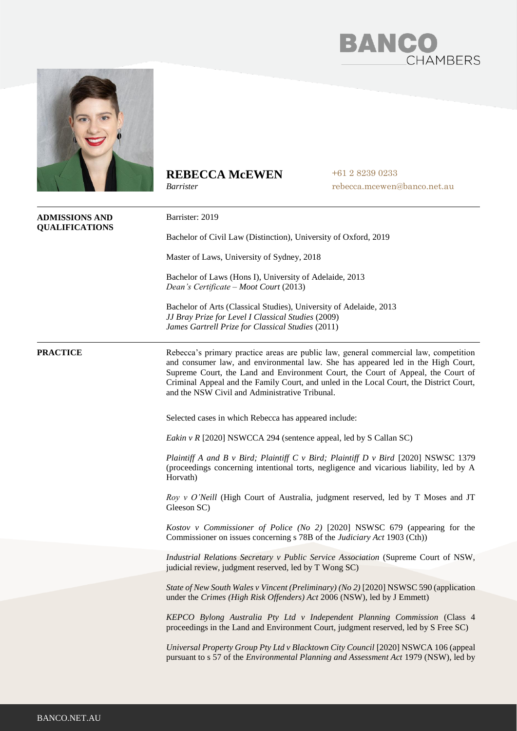BANCO CHAMBERS

# REBECCA McEWEN

*Barrister*

+61 2 8239 0233
rebecca.mcewen@banco.net.au

## ADMISSIONS AND QUALIFICATIONS

Barrister: 2019

Bachelor of Civil Law (Distinction), University of Oxford, 2019

Master of Laws, University of Sydney, 2018

Bachelor of Laws (Hons I), University of Adelaide, 2013
*Dean's Certificate – Moot Court* (2013)

Bachelor of Arts (Classical Studies), University of Adelaide, 2013
*JJ Bray Prize for Level I Classical Studies* (2009)
*James Gartrell Prize for Classical Studies* (2011)

## PRACTICE

Rebecca's primary practice areas are public law, general commercial law, competition and consumer law, and environmental law. She has appeared led in the High Court, Supreme Court, the Land and Environment Court, the Court of Appeal, the Court of Criminal Appeal and the Family Court, and unled in the Local Court, the District Court, and the NSW Civil and Administrative Tribunal.

Selected cases in which Rebecca has appeared include:

*Eakin v R* [2020] NSWCCA 294 (sentence appeal, led by S Callan SC)

*Plaintiff A and B v Bird; Plaintiff C v Bird; Plaintiff D v Bird* [2020] NSWSC 1379 (proceedings concerning intentional torts, negligence and vicarious liability, led by A Horvath)

*Roy v O'Neill* (High Court of Australia, judgment reserved, led by T Moses and JT Gleeson SC)

*Kostov v Commissioner of Police (No 2)* [2020] NSWSC 679 (appearing for the Commissioner on issues concerning s 78B of the *Judiciary Act* 1903 (Cth))

*Industrial Relations Secretary v Public Service Association* (Supreme Court of NSW, judicial review, judgment reserved, led by T Wong SC)

*State of New South Wales v Vincent (Preliminary) (No 2)* [2020] NSWSC 590 (application under the *Crimes (High Risk Offenders) Act* 2006 (NSW), led by J Emmett)

*KEPCO Bylong Australia Pty Ltd v Independent Planning Commission* (Class 4 proceedings in the Land and Environment Court, judgment reserved, led by S Free SC)

*Universal Property Group Pty Ltd v Blacktown City Council* [2020] NSWCA 106 (appeal pursuant to s 57 of the *Environmental Planning and Assessment Act* 1979 (NSW), led by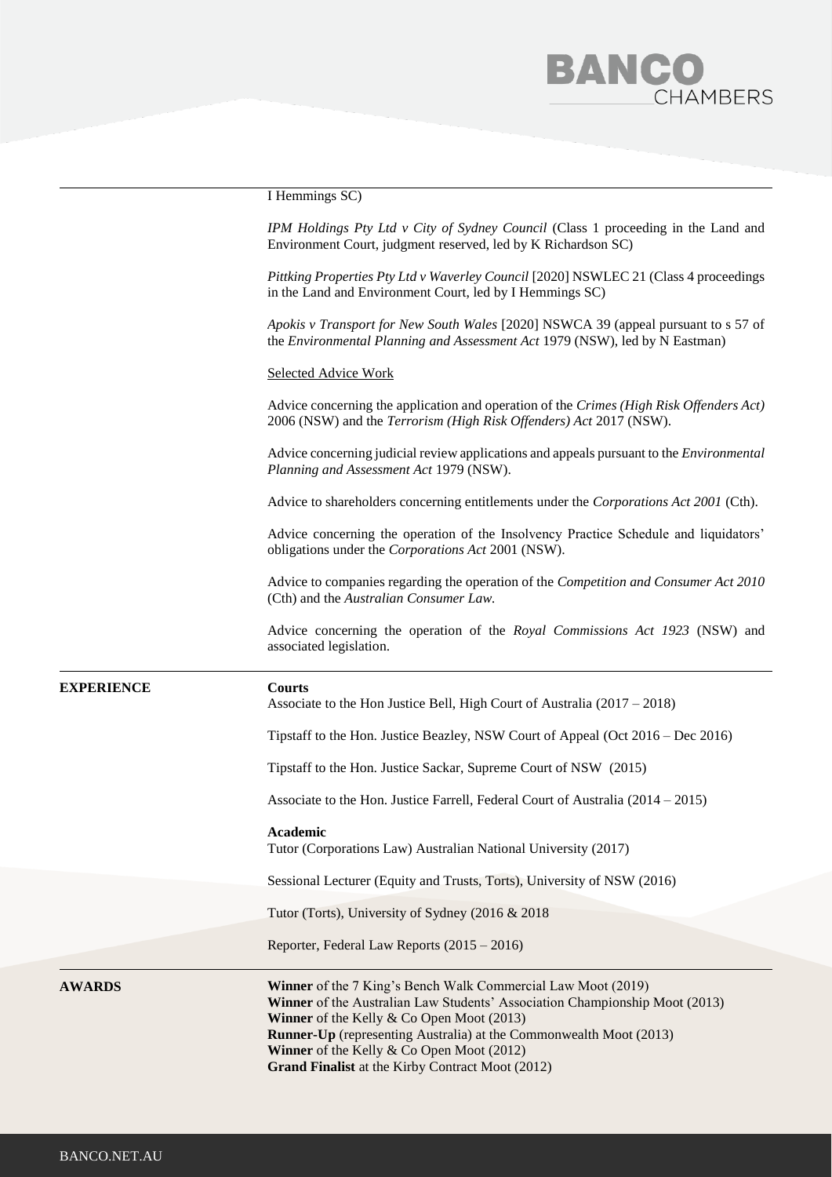I Hemmings SC)

*IPM Holdings Pty Ltd v City of Sydney Council* (Class 1 proceeding in the Land and Environment Court, judgment reserved, led by K Richardson SC)

*Pittking Properties Pty Ltd v Waverley Council* [2020] NSWLEC 21 (Class 4 proceedings in the Land and Environment Court, led by I Hemmings SC)

*Apokis v Transport for New South Wales* [2020] NSWCA 39 (appeal pursuant to s 57 of the *Environmental Planning and Assessment Act* 1979 (NSW), led by N Eastman)

Selected Advice Work

Advice concerning the application and operation of the *Crimes (High Risk Offenders Act)* 2006 (NSW) and the *Terrorism (High Risk Offenders) Act* 2017 (NSW).

Advice concerning judicial review applications and appeals pursuant to the *Environmental Planning and Assessment Act* 1979 (NSW).

Advice to shareholders concerning entitlements under the *Corporations Act 2001* (Cth).

Advice concerning the operation of the Insolvency Practice Schedule and liquidators' obligations under the *Corporations Act* 2001 (NSW).

Advice to companies regarding the operation of the *Competition and Consumer Act 2010* (Cth) and the *Australian Consumer Law.*

Advice concerning the operation of the *Royal Commissions Act 1923* (NSW) and associated legislation.

## EXPERIENCE

**Courts**

Associate to the Hon Justice Bell, High Court of Australia (2017 – 2018)

Tipstaff to the Hon. Justice Beazley, NSW Court of Appeal (Oct 2016 – Dec 2016)

Tipstaff to the Hon. Justice Sackar, Supreme Court of NSW (2015)

Associate to the Hon. Justice Farrell, Federal Court of Australia (2014 – 2015)

**Academic**

Tutor (Corporations Law) Australian National University (2017)

Sessional Lecturer (Equity and Trusts, Torts), University of NSW (2016)

Tutor (Torts), University of Sydney (2016 & 2018

Reporter, Federal Law Reports (2015 – 2016)

## AWARDS

**Winner** of the 7 King's Bench Walk Commercial Law Moot (2019)
**Winner** of the Australian Law Students' Association Championship Moot (2013)
**Winner** of the Kelly & Co Open Moot (2013)
**Runner-Up** (representing Australia) at the Commonwealth Moot (2013)
**Winner** of the Kelly & Co Open Moot (2012)
**Grand Finalist** at the Kirby Contract Moot (2012)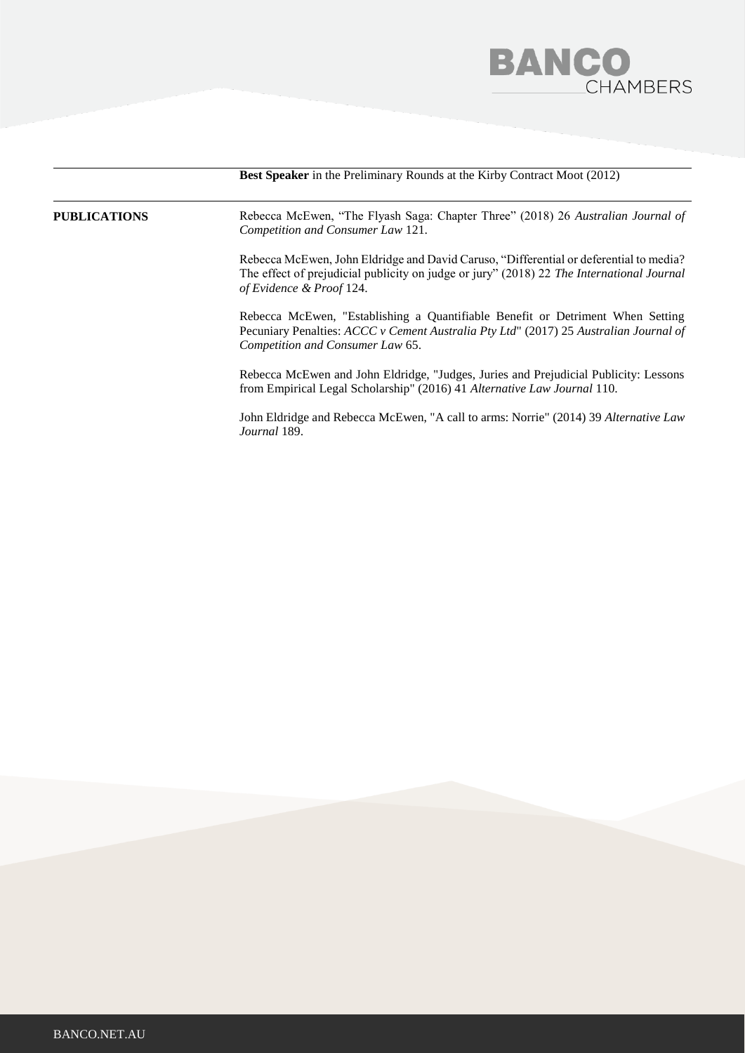**Best Speaker** in the Preliminary Rounds at the Kirby Contract Moot (2012)

**PUBLICATIONS**

Rebecca McEwen, "The Flyash Saga: Chapter Three" (2018) 26 *Australian Journal of Competition and Consumer Law* 121.

Rebecca McEwen, John Eldridge and David Caruso, "Differential or deferential to media? The effect of prejudicial publicity on judge or jury" (2018) 22 *The International Journal of Evidence & Proof* 124.

Rebecca McEwen, "Establishing a Quantifiable Benefit or Detriment When Setting Pecuniary Penalties: *ACCC v Cement Australia Pty Ltd*" (2017) 25 *Australian Journal of Competition and Consumer Law* 65.

Rebecca McEwen and John Eldridge, "Judges, Juries and Prejudicial Publicity: Lessons from Empirical Legal Scholarship" (2016) 41 *Alternative Law Journal* 110.

John Eldridge and Rebecca McEwen, "A call to arms: Norrie" (2014) 39 *Alternative Law Journal* 189.